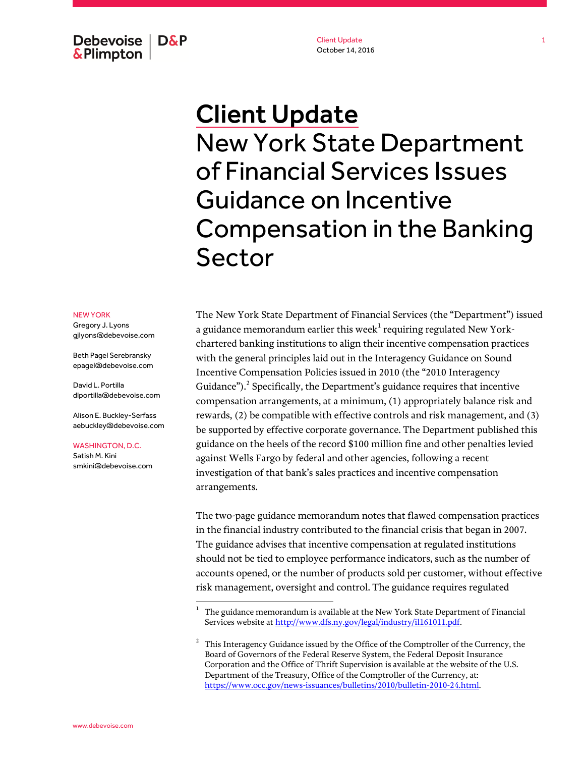# Client Update

## New York State Department of Financial Services Issues Guidance on Incentive Compensation in the Banking Sector

NEW YORK

Gregory J. Lyons
gjlyons@debevoise.com

Beth Pagel Serebransky
epagel@debevoise.com

David L. Portilla
dlportilla@debevoise.com

Alison E. Buckley-Serfass
aebuckley@debevoise.com

WASHINGTON, D.C.

Satish M. Kini
smkini@debevoise.com

The New York State Department of Financial Services (the "Department") issued a guidance memorandum earlier this week[1] requiring regulated New York-chartered banking institutions to align their incentive compensation practices with the general principles laid out in the Interagency Guidance on Sound Incentive Compensation Policies issued in 2010 (the "2010 Interagency Guidance").[2] Specifically, the Department's guidance requires that incentive compensation arrangements, at a minimum, (1) appropriately balance risk and rewards, (2) be compatible with effective controls and risk management, and (3) be supported by effective corporate governance. The Department published this guidance on the heels of the record $100 million fine and other penalties levied against Wells Fargo by federal and other agencies, following a recent investigation of that bank's sales practices and incentive compensation arrangements.

The two-page guidance memorandum notes that flawed compensation practices in the financial industry contributed to the financial crisis that began in 2007. The guidance advises that incentive compensation at regulated institutions should not be tied to employee performance indicators, such as the number of accounts opened, or the number of products sold per customer, without effective risk management, oversight and control. The guidance requires regulated

---

[1] The guidance memorandum is available at the New York State Department of Financial Services website at http://www.dfs.ny.gov/legal/industry/il161011.pdf.

[2] This Interagency Guidance issued by the Office of the Comptroller of the Currency, the Board of Governors of the Federal Reserve System, the Federal Deposit Insurance Corporation and the Office of Thrift Supervision is available at the website of the U.S. Department of the Treasury, Office of the Comptroller of the Currency, at: https://www.occ.gov/news-issuances/bulletins/2010/bulletin-2010-24.html.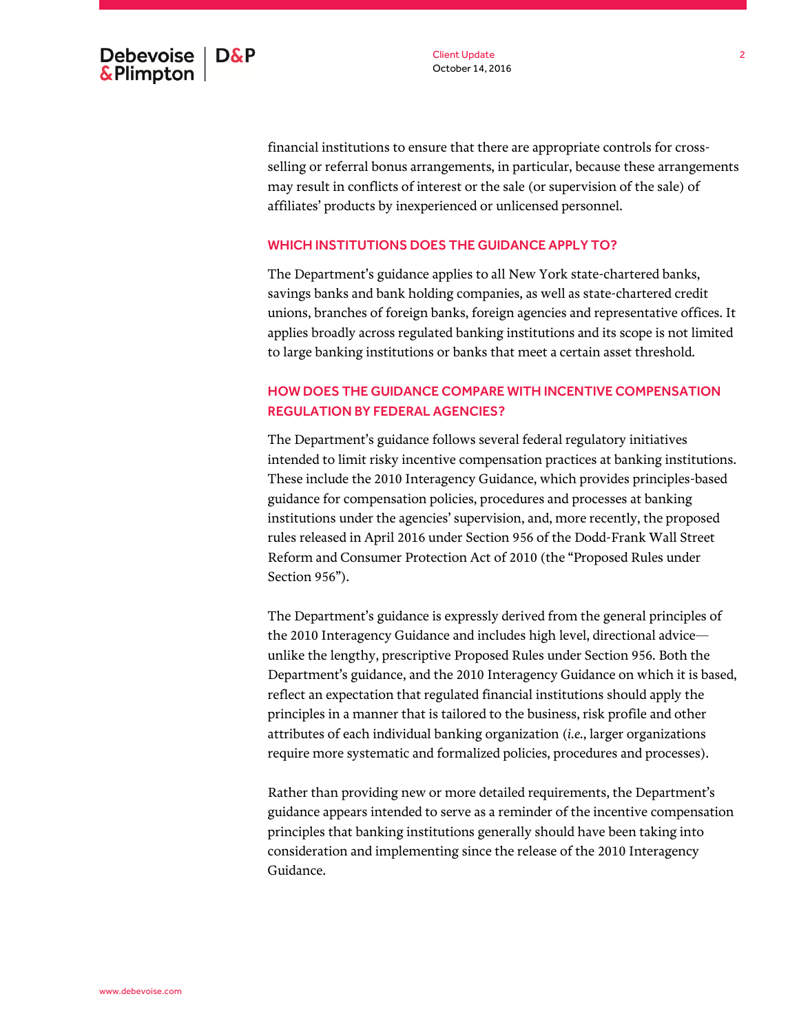financial institutions to ensure that there are appropriate controls for cross-selling or referral bonus arrangements, in particular, because these arrangements may result in conflicts of interest or the sale (or supervision of the sale) of affiliates' products by inexperienced or unlicensed personnel.

## WHICH INSTITUTIONS DOES THE GUIDANCE APPLY TO?

The Department's guidance applies to all New York state-chartered banks, savings banks and bank holding companies, as well as state-chartered credit unions, branches of foreign banks, foreign agencies and representative offices. It applies broadly across regulated banking institutions and its scope is not limited to large banking institutions or banks that meet a certain asset threshold.

## HOW DOES THE GUIDANCE COMPARE WITH INCENTIVE COMPENSATION REGULATION BY FEDERAL AGENCIES?

The Department's guidance follows several federal regulatory initiatives intended to limit risky incentive compensation practices at banking institutions. These include the 2010 Interagency Guidance, which provides principles-based guidance for compensation policies, procedures and processes at banking institutions under the agencies' supervision, and, more recently, the proposed rules released in April 2016 under Section 956 of the Dodd-Frank Wall Street Reform and Consumer Protection Act of 2010 (the "Proposed Rules under Section 956").

The Department's guidance is expressly derived from the general principles of the 2010 Interagency Guidance and includes high level, directional advice—unlike the lengthy, prescriptive Proposed Rules under Section 956. Both the Department's guidance, and the 2010 Interagency Guidance on which it is based, reflect an expectation that regulated financial institutions should apply the principles in a manner that is tailored to the business, risk profile and other attributes of each individual banking organization (*i.e.*, larger organizations require more systematic and formalized policies, procedures and processes).

Rather than providing new or more detailed requirements, the Department's guidance appears intended to serve as a reminder of the incentive compensation principles that banking institutions generally should have been taking into consideration and implementing since the release of the 2010 Interagency Guidance.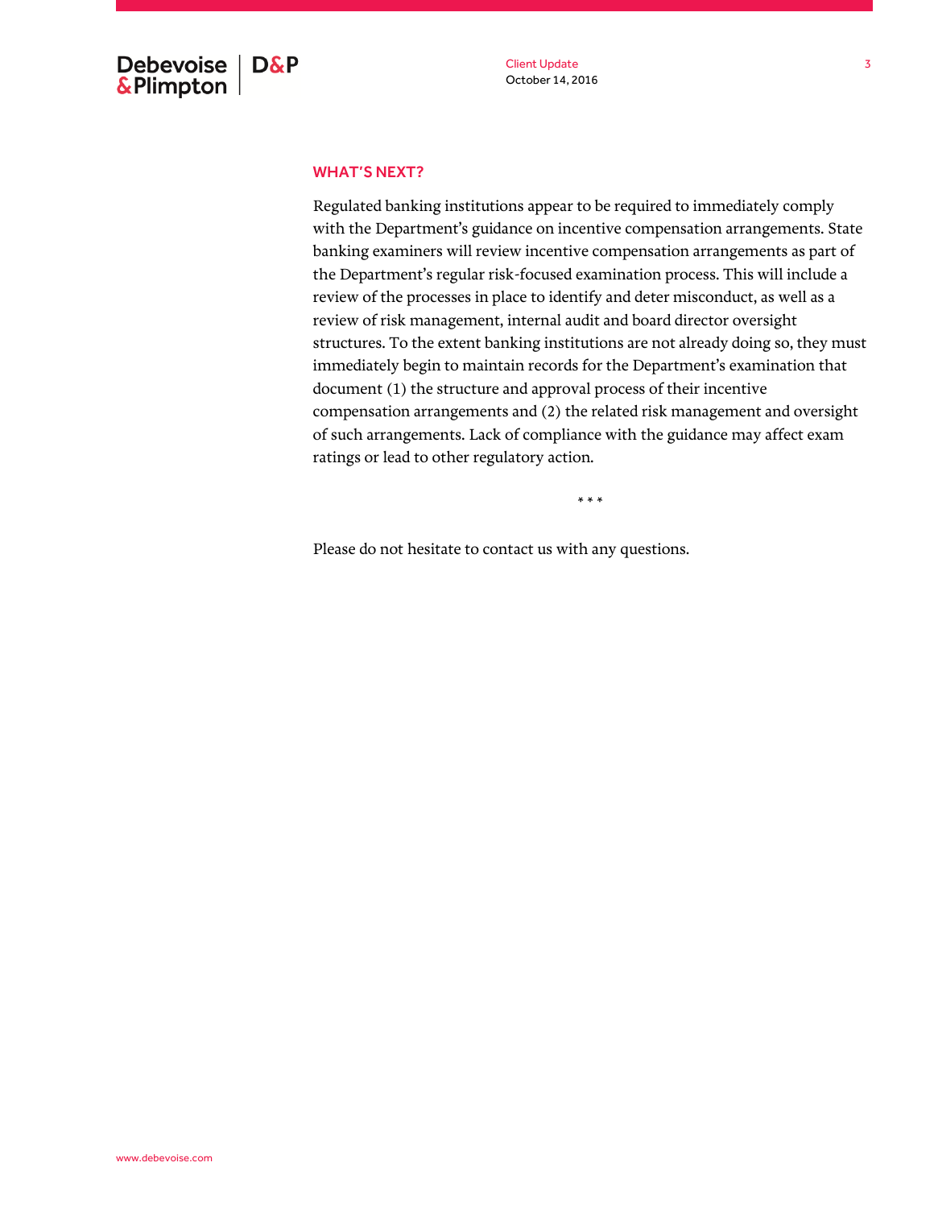## WHAT'S NEXT?

Regulated banking institutions appear to be required to immediately comply with the Department's guidance on incentive compensation arrangements. State banking examiners will review incentive compensation arrangements as part of the Department's regular risk-focused examination process. This will include a review of the processes in place to identify and deter misconduct, as well as a review of risk management, internal audit and board director oversight structures. To the extent banking institutions are not already doing so, they must immediately begin to maintain records for the Department's examination that document (1) the structure and approval process of their incentive compensation arrangements and (2) the related risk management and oversight of such arrangements. Lack of compliance with the guidance may affect exam ratings or lead to other regulatory action.

* * *

Please do not hesitate to contact us with any questions.